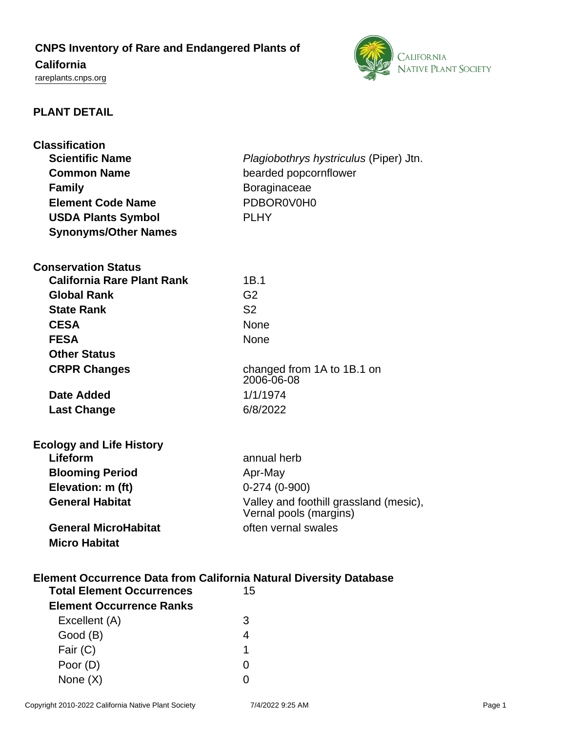# CNPS Inventory of Rare and Endangered Plants of California

rareplants.cnps.org

## PLANT DETAIL

### Classification

| | |
|---|---|
| **Scientific Name** | *Plagiobothrys hystriculus* (Piper) Jtn. |
| **Common Name** | bearded popcornflower |
| **Family** | Boraginaceae |
| **Element Code Name** | PDBOR0V0H0 |
| **USDA Plants Symbol** | PLHY |
| **Synonyms/Other Names** | |

### Conservation Status

| | |
|---|---|
| **California Rare Plant Rank** | 1B.1 |
| **Global Rank** | G2 |
| **State Rank** | S2 |
| **CESA** | None |
| **FESA** | None |
| **Other Status** | |
| **CRPR Changes** | changed from 1A to 1B.1 on 2006-06-08 |
| **Date Added** | 1/1/1974 |
| **Last Change** | 6/8/2022 |

### Ecology and Life History

| | |
|---|---|
| **Lifeform** | annual herb |
| **Blooming Period** | Apr-May |
| **Elevation: m (ft)** | 0-274 (0-900) |
| **General Habitat** | Valley and foothill grassland (mesic), Vernal pools (margins) |
| **General MicroHabitat** | often vernal swales |
| **Micro Habitat** | |

### Element Occurrence Data from California Natural Diversity Database

| | |
|---|---|
| **Total Element Occurrences** | 15 |
| **Element Occurrence Ranks** | |
| Excellent (A) | 3 |
| Good (B) | 4 |
| Fair (C) | 1 |
| Poor (D) | 0 |
| None (X) | 0 |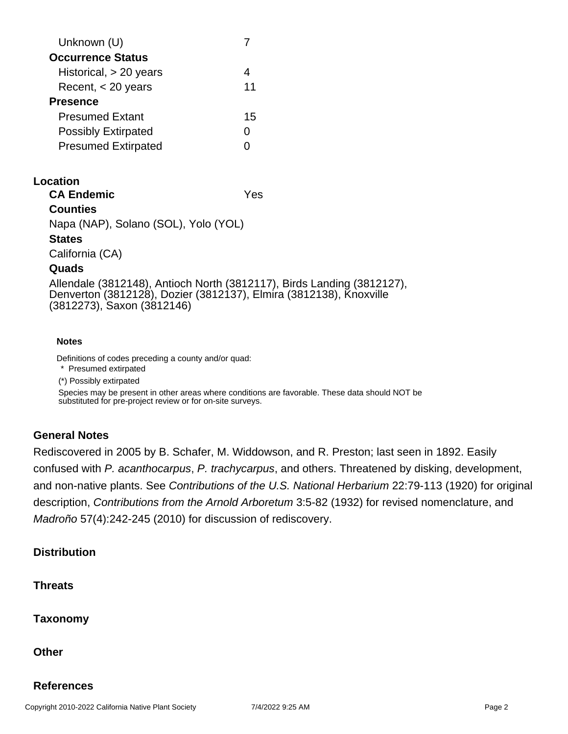| | |
|---|---|
| Unknown (U) | 7 |
| **Occurrence Status** | |
| Historical, > 20 years | 4 |
| Recent, < 20 years | 11 |
| **Presence** | |
| Presumed Extant | 15 |
| Possibly Extirpated | 0 |
| Presumed Extirpated | 0 |

## Location

**CA Endemic** Yes

**Counties**

Napa (NAP), Solano (SOL), Yolo (YOL)

**States**

California (CA)

**Quads**

Allendale (3812148), Antioch North (3812117), Birds Landing (3812127), Denverton (3812128), Dozier (3812137), Elmira (3812138), Knoxville (3812273), Saxon (3812146)

**Notes**

Definitions of codes preceding a county and/or quad:

\* Presumed extirpated

(*) Possibly extirpated

Species may be present in other areas where conditions are favorable. These data should NOT be substituted for pre-project review or for on-site surveys.

## General Notes

Rediscovered in 2005 by B. Schafer, M. Widdowson, and R. Preston; last seen in 1892. Easily confused with *P. acanthocarpus*, *P. trachycarpus*, and others. Threatened by disking, development, and non-native plants. See *Contributions of the U.S. National Herbarium* 22:79-113 (1920) for original description, *Contributions from the Arnold Arboretum* 3:5-82 (1932) for revised nomenclature, and *Madroño* 57(4):242-245 (2010) for discussion of rediscovery.

## Distribution

## Threats

## Taxonomy

## Other

## References